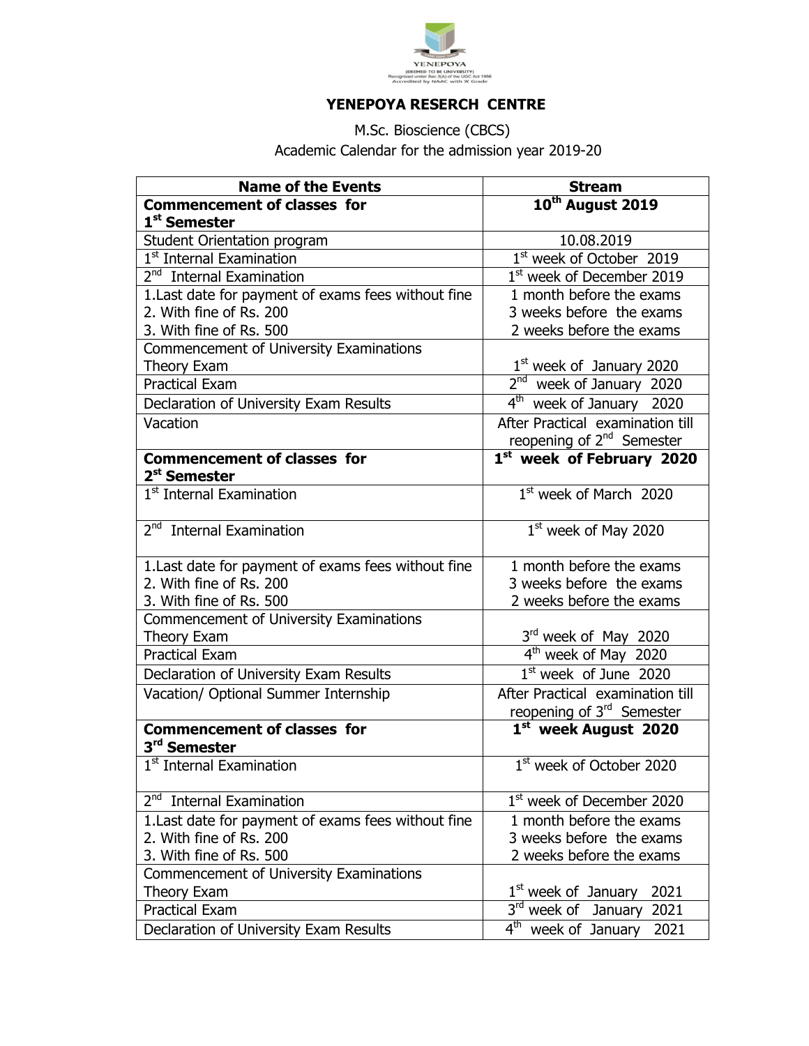YENEPOYA
(DEEMED TO BE UNIVERSITY)
Recognized under Sec 3(A) of the UGC Act 1956
Accredited by NAAC with 'A' Grade

## YENEPOYA RESERCH CENTRE

M.Sc. Bioscience (CBCS)
Academic Calendar for the admission year 2019-20

| Name of the Events | Stream |
|---|---|
| **Commencement of classes for 1st Semester** | **10th August 2019** |
| Student Orientation program | 10.08.2019 |
| 1st Internal Examination | 1st week of October 2019 |
| 2nd Internal Examination | 1st week of December 2019 |
| 1. Last date for payment of exams fees without fine<br>2. With fine of Rs. 200<br>3. With fine of Rs. 500 | 1 month before the exams<br>3 weeks before the exams<br>2 weeks before the exams |
| Commencement of University Examinations<br>Theory Exam | 1st week of January 2020 |
| Practical Exam | 2nd week of January 2020 |
| Declaration of University Exam Results | 4th week of January 2020 |
| Vacation | After Practical examination till reopening of 2nd Semester |
| **Commencement of classes for 2nd Semester** | **1st week of February 2020** |
| 1st Internal Examination | 1st week of March 2020 |
| 2nd Internal Examination | 1st week of May 2020 |
| 1. Last date for payment of exams fees without fine<br>2. With fine of Rs. 200<br>3. With fine of Rs. 500 | 1 month before the exams<br>3 weeks before the exams<br>2 weeks before the exams |
| Commencement of University Examinations<br>Theory Exam | 3rd week of May 2020 |
| Practical Exam | 4th week of May 2020 |
| Declaration of University Exam Results | 1st week of June 2020 |
| Vacation/ Optional Summer Internship | After Practical examination till reopening of 3rd Semester |
| **Commencement of classes for 3rd Semester** | **1st week August 2020** |
| 1st Internal Examination | 1st week of October 2020 |
| 2nd Internal Examination | 1st week of December 2020 |
| 1. Last date for payment of exams fees without fine<br>2. With fine of Rs. 200<br>3. With fine of Rs. 500 | 1 month before the exams<br>3 weeks before the exams<br>2 weeks before the exams |
| Commencement of University Examinations<br>Theory Exam | 1st week of January 2021 |
| Practical Exam | 3rd week of January 2021 |
| Declaration of University Exam Results | 4th week of January 2021 |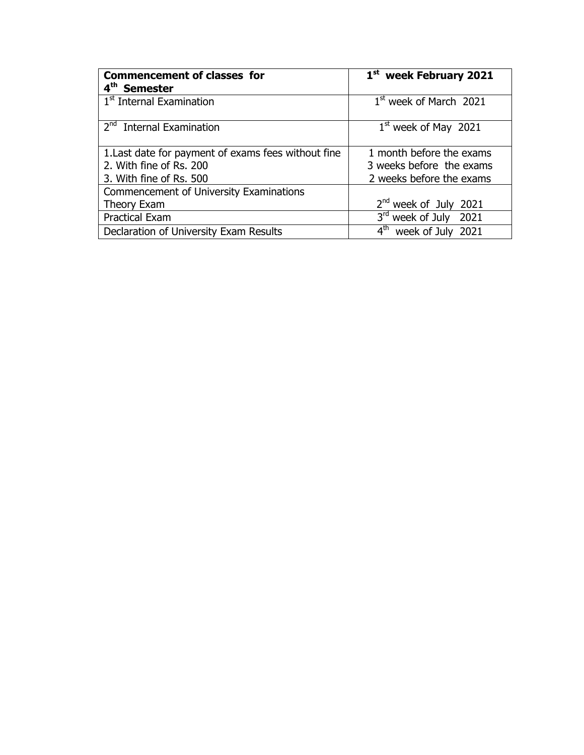| **Commencement of classes for 4th Semester** | **1st week February 2021** |
|---|---|
| 1st Internal Examination | 1st week of March 2021 |
| 2nd Internal Examination | 1st week of May 2021 |
| 1. Last date for payment of exams fees without fine<br>2. With fine of Rs. 200<br>3. With fine of Rs. 500 | 1 month before the exams<br>3 weeks before the exams<br>2 weeks before the exams |
| Commencement of University Examinations<br>Theory Exam | <br>2nd week of July 2021 |
| Practical Exam | 3rd week of July 2021 |
| Declaration of University Exam Results | 4th week of July 2021 |